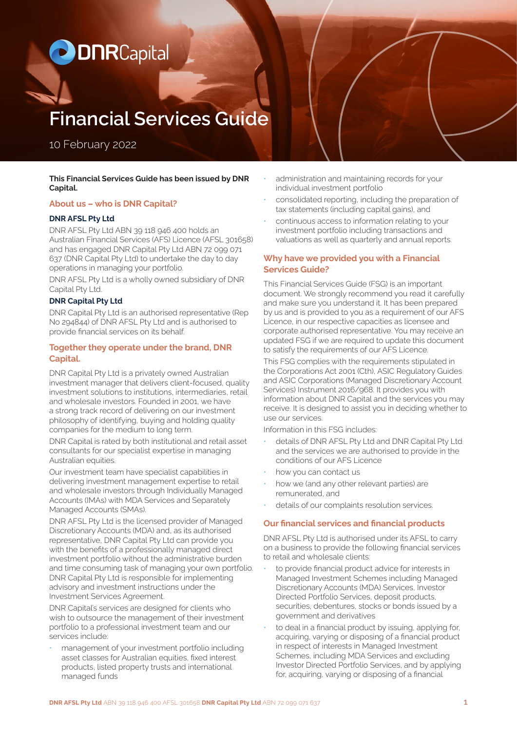# Financial Services Guide

10 February 2022

**This Financial Services Guide has been issued by DNR Capital.**

## About us – who is DNR Capital?

### DNR AFSL Pty Ltd

DNR AFSL Pty Ltd ABN 39 118 946 400 holds an Australian Financial Services (AFS) Licence (AFSL 301658) and has engaged DNR Capital Pty Ltd ABN 72 099 071 637 (DNR Capital Pty Ltd) to undertake the day to day operations in managing your portfolio.

DNR AFSL Pty Ltd is a wholly owned subsidiary of DNR Capital Pty Ltd.

### DNR Capital Pty Ltd

DNR Capital Pty Ltd is an authorised representative (Rep No 294844) of DNR AFSL Pty Ltd and is authorised to provide financial services on its behalf.

## Together they operate under the brand, DNR Capital.

DNR Capital Pty Ltd is a privately owned Australian investment manager that delivers client-focused, quality investment solutions to institutions, intermediaries, retail and wholesale investors. Founded in 2001, we have a strong track record of delivering on our investment philosophy of identifying, buying and holding quality companies for the medium to long term.

DNR Capital is rated by both institutional and retail asset consultants for our specialist expertise in managing Australian equities.

Our investment team have specialist capabilities in delivering investment management expertise to retail and wholesale investors through Individually Managed Accounts (IMAs) with MDA Services and Separately Managed Accounts (SMAs).

DNR AFSL Pty Ltd is the licensed provider of Managed Discretionary Accounts (MDA) and, as its authorised representative, DNR Capital Pty Ltd can provide you with the benefits of a professionally managed direct investment portfolio without the administrative burden and time consuming task of managing your own portfolio. DNR Capital Pty Ltd is responsible for implementing advisory and investment instructions under the Investment Services Agreement.

DNR Capital's services are designed for clients who wish to outsource the management of their investment portfolio to a professional investment team and our services include:

- management of your investment portfolio including asset classes for Australian equities, fixed interest products, listed property trusts and international managed funds
- administration and maintaining records for your individual investment portfolio
- consolidated reporting, including the preparation of tax statements (including capital gains), and
- continuous access to information relating to your investment portfolio including transactions and valuations as well as quarterly and annual reports.

## Why have we provided you with a Financial Services Guide?

This Financial Services Guide (FSG) is an important document. We strongly recommend you read it carefully and make sure you understand it. It has been prepared by us and is provided to you as a requirement of our AFS Licence, in our respective capacities as licensee and corporate authorised representative. You may receive an updated FSG if we are required to update this document to satisfy the requirements of our AFS Licence.

This FSG complies with the requirements stipulated in the Corporations Act 2001 (Cth), ASIC Regulatory Guides and ASIC Corporations (Managed Discretionary Account Services) Instrument 2016/968. It provides you with information about DNR Capital and the services you may receive. It is designed to assist you in deciding whether to use our services.

Information in this FSG includes:

- details of DNR AFSL Pty Ltd and DNR Capital Pty Ltd and the services we are authorised to provide in the conditions of our AFS Licence
- how you can contact us
- how we (and any other relevant parties) are remunerated, and
- details of our complaints resolution services.

## Our financial services and financial products

DNR AFSL Pty Ltd is authorised under its AFSL to carry on a business to provide the following financial services to retail and wholesale clients:

- to provide financial product advice for interests in Managed Investment Schemes including Managed Discretionary Accounts (MDA) Services, Investor Directed Portfolio Services, deposit products, securities, debentures, stocks or bonds issued by a government and derivatives
- to deal in a financial product by issuing, applying for, acquiring, varying or disposing of a financial product in respect of interests in Managed Investment Schemes, including MDA Services and excluding Investor Directed Portfolio Services, and by applying for, acquiring, varying or disposing of a financial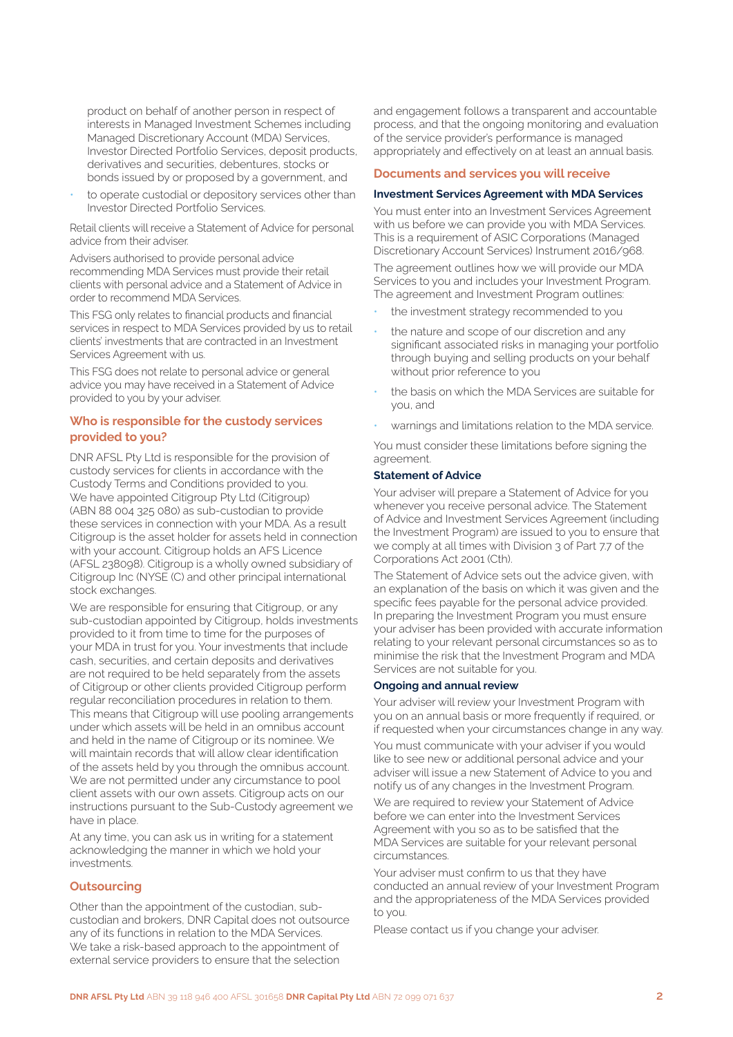product on behalf of another person in respect of interests in Managed Investment Schemes including Managed Discretionary Account (MDA) Services, Investor Directed Portfolio Services, deposit products, derivatives and securities, debentures, stocks or bonds issued by or proposed by a government, and

- to operate custodial or depository services other than Investor Directed Portfolio Services.

Retail clients will receive a Statement of Advice for personal advice from their adviser.

Advisers authorised to provide personal advice recommending MDA Services must provide their retail clients with personal advice and a Statement of Advice in order to recommend MDA Services.

This FSG only relates to financial products and financial services in respect to MDA Services provided by us to retail clients' investments that are contracted in an Investment Services Agreement with us.

This FSG does not relate to personal advice or general advice you may have received in a Statement of Advice provided to you by your adviser.

## Who is responsible for the custody services provided to you?

DNR AFSL Pty Ltd is responsible for the provision of custody services for clients in accordance with the Custody Terms and Conditions provided to you. We have appointed Citigroup Pty Ltd (Citigroup) (ABN 88 004 325 080) as sub-custodian to provide these services in connection with your MDA. As a result Citigroup is the asset holder for assets held in connection with your account. Citigroup holds an AFS Licence (AFSL 238098). Citigroup is a wholly owned subsidiary of Citigroup Inc (NYSE (C) and other principal international stock exchanges.

We are responsible for ensuring that Citigroup, or any sub-custodian appointed by Citigroup, holds investments provided to it from time to time for the purposes of your MDA in trust for you. Your investments that include cash, securities, and certain deposits and derivatives are not required to be held separately from the assets of Citigroup or other clients provided Citigroup perform regular reconciliation procedures in relation to them. This means that Citigroup will use pooling arrangements under which assets will be held in an omnibus account and held in the name of Citigroup or its nominee. We will maintain records that will allow clear identification of the assets held by you through the omnibus account. We are not permitted under any circumstance to pool client assets with our own assets. Citigroup acts on our instructions pursuant to the Sub-Custody agreement we have in place.

At any time, you can ask us in writing for a statement acknowledging the manner in which we hold your investments.

## Outsourcing

Other than the appointment of the custodian, sub-custodian and brokers, DNR Capital does not outsource any of its functions in relation to the MDA Services. We take a risk-based approach to the appointment of external service providers to ensure that the selection and engagement follows a transparent and accountable process, and that the ongoing monitoring and evaluation of the service provider's performance is managed appropriately and effectively on at least an annual basis.

## Documents and services you will receive

### Investment Services Agreement with MDA Services

You must enter into an Investment Services Agreement with us before we can provide you with MDA Services. This is a requirement of ASIC Corporations (Managed Discretionary Account Services) Instrument 2016/968.

The agreement outlines how we will provide our MDA Services to you and includes your Investment Program. The agreement and Investment Program outlines:

- the investment strategy recommended to you
- the nature and scope of our discretion and any significant associated risks in managing your portfolio through buying and selling products on your behalf without prior reference to you
- the basis on which the MDA Services are suitable for you, and
- warnings and limitations relation to the MDA service.

You must consider these limitations before signing the agreement.

### Statement of Advice

Your adviser will prepare a Statement of Advice for you whenever you receive personal advice. The Statement of Advice and Investment Services Agreement (including the Investment Program) are issued to you to ensure that we comply at all times with Division 3 of Part 7.7 of the Corporations Act 2001 (Cth).

The Statement of Advice sets out the advice given, with an explanation of the basis on which it was given and the specific fees payable for the personal advice provided. In preparing the Investment Program you must ensure your adviser has been provided with accurate information relating to your relevant personal circumstances so as to minimise the risk that the Investment Program and MDA Services are not suitable for you.

### Ongoing and annual review

Your adviser will review your Investment Program with you on an annual basis or more frequently if required, or if requested when your circumstances change in any way.

You must communicate with your adviser if you would like to see new or additional personal advice and your adviser will issue a new Statement of Advice to you and notify us of any changes in the Investment Program.

We are required to review your Statement of Advice before we can enter into the Investment Services Agreement with you so as to be satisfied that the MDA Services are suitable for your relevant personal circumstances.

Your adviser must confirm to us that they have conducted an annual review of your Investment Program and the appropriateness of the MDA Services provided to you.

Please contact us if you change your adviser.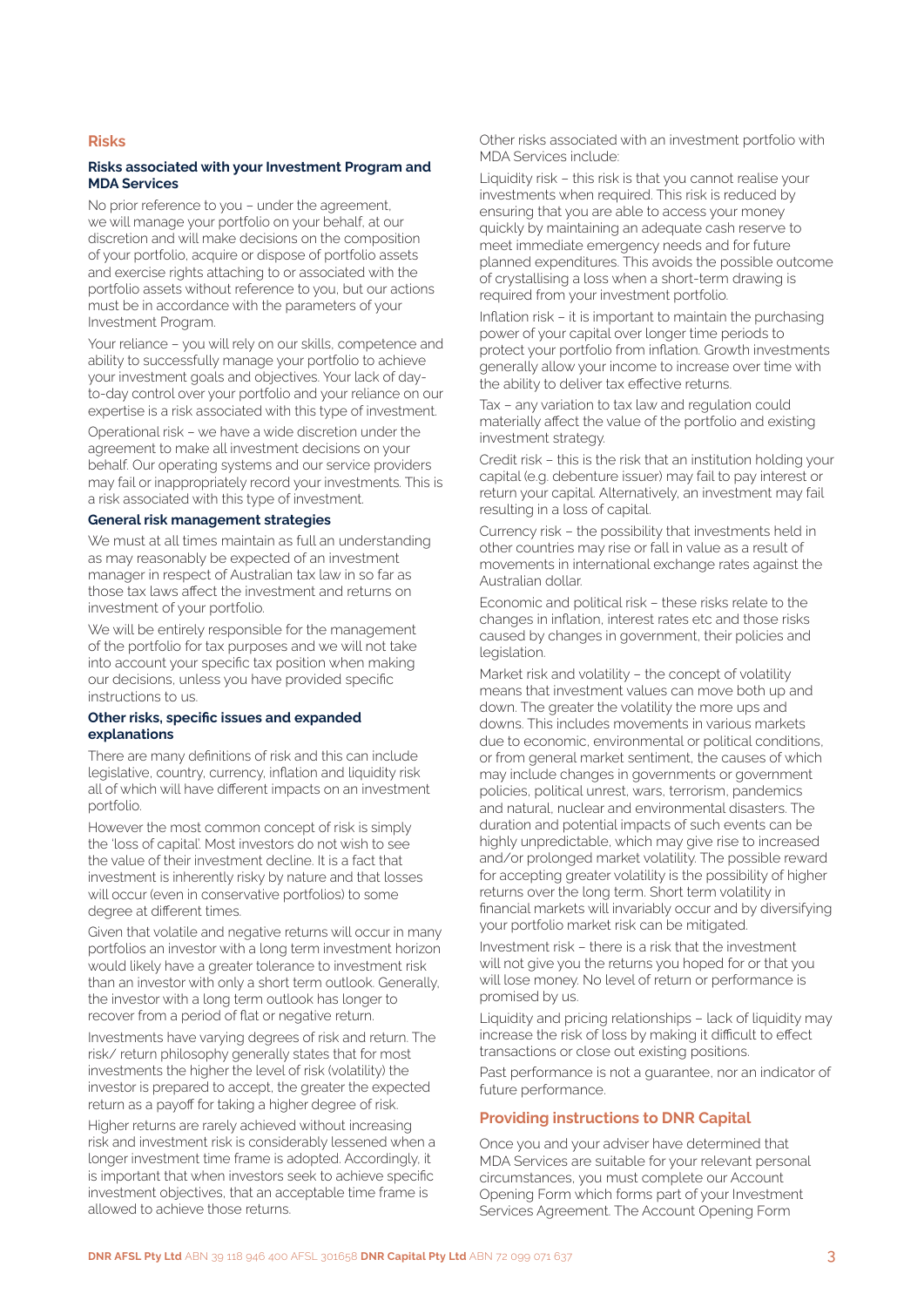## Risks

### Risks associated with your Investment Program and MDA Services

No prior reference to you – under the agreement, we will manage your portfolio on your behalf, at our discretion and will make decisions on the composition of your portfolio, acquire or dispose of portfolio assets and exercise rights attaching to or associated with the portfolio assets without reference to you, but our actions must be in accordance with the parameters of your Investment Program.

Your reliance – you will rely on our skills, competence and ability to successfully manage your portfolio to achieve your investment goals and objectives. Your lack of day-to-day control over your portfolio and your reliance on our expertise is a risk associated with this type of investment.

Operational risk – we have a wide discretion under the agreement to make all investment decisions on your behalf. Our operating systems and our service providers may fail or inappropriately record your investments. This is a risk associated with this type of investment.

### General risk management strategies

We must at all times maintain as full an understanding as may reasonably be expected of an investment manager in respect of Australian tax law in so far as those tax laws affect the investment and returns on investment of your portfolio.

We will be entirely responsible for the management of the portfolio for tax purposes and we will not take into account your specific tax position when making our decisions, unless you have provided specific instructions to us.

### Other risks, specific issues and expanded explanations

There are many definitions of risk and this can include legislative, country, currency, inflation and liquidity risk all of which will have different impacts on an investment portfolio.

However the most common concept of risk is simply the 'loss of capital'. Most investors do not wish to see the value of their investment decline. It is a fact that investment is inherently risky by nature and that losses will occur (even in conservative portfolios) to some degree at different times.

Given that volatile and negative returns will occur in many portfolios an investor with a long term investment horizon would likely have a greater tolerance to investment risk than an investor with only a short term outlook. Generally, the investor with a long term outlook has longer to recover from a period of flat or negative return.

Investments have varying degrees of risk and return. The risk/ return philosophy generally states that for most investments the higher the level of risk (volatility) the investor is prepared to accept, the greater the expected return as a payoff for taking a higher degree of risk.

Higher returns are rarely achieved without increasing risk and investment risk is considerably lessened when a longer investment time frame is adopted. Accordingly, it is important that when investors seek to achieve specific investment objectives, that an acceptable time frame is allowed to achieve those returns.

Other risks associated with an investment portfolio with MDA Services include:

Liquidity risk – this risk is that you cannot realise your investments when required. This risk is reduced by ensuring that you are able to access your money quickly by maintaining an adequate cash reserve to meet immediate emergency needs and for future planned expenditures. This avoids the possible outcome of crystallising a loss when a short-term drawing is required from your investment portfolio.

Inflation risk – it is important to maintain the purchasing power of your capital over longer time periods to protect your portfolio from inflation. Growth investments generally allow your income to increase over time with the ability to deliver tax effective returns.

Tax – any variation to tax law and regulation could materially affect the value of the portfolio and existing investment strategy.

Credit risk – this is the risk that an institution holding your capital (e.g. debenture issuer) may fail to pay interest or return your capital. Alternatively, an investment may fail resulting in a loss of capital.

Currency risk – the possibility that investments held in other countries may rise or fall in value as a result of movements in international exchange rates against the Australian dollar.

Economic and political risk – these risks relate to the changes in inflation, interest rates etc and those risks caused by changes in government, their policies and legislation.

Market risk and volatility – the concept of volatility means that investment values can move both up and down. The greater the volatility the more ups and downs. This includes movements in various markets due to economic, environmental or political conditions, or from general market sentiment, the causes of which may include changes in governments or government policies, political unrest, wars, terrorism, pandemics and natural, nuclear and environmental disasters. The duration and potential impacts of such events can be highly unpredictable, which may give rise to increased and/or prolonged market volatility. The possible reward for accepting greater volatility is the possibility of higher returns over the long term. Short term volatility in financial markets will invariably occur and by diversifying your portfolio market risk can be mitigated.

Investment risk – there is a risk that the investment will not give you the returns you hoped for or that you will lose money. No level of return or performance is promised by us.

Liquidity and pricing relationships – lack of liquidity may increase the risk of loss by making it difficult to effect transactions or close out existing positions.

Past performance is not a guarantee, nor an indicator of future performance.

## Providing instructions to DNR Capital

Once you and your adviser have determined that MDA Services are suitable for your relevant personal circumstances, you must complete our Account Opening Form which forms part of your Investment Services Agreement. The Account Opening Form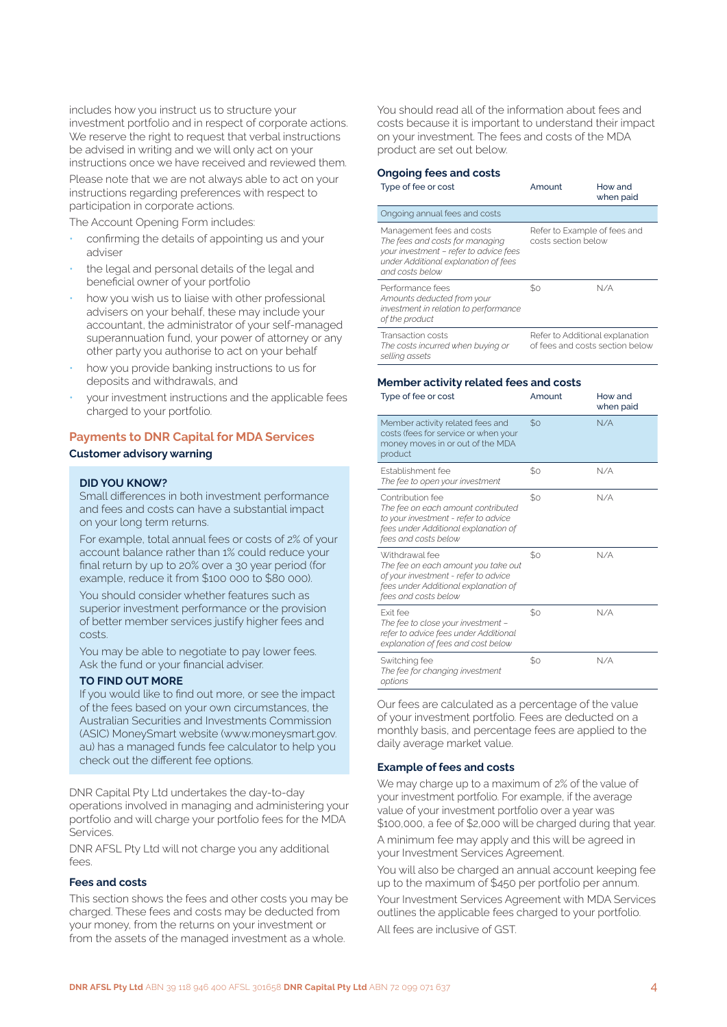includes how you instruct us to structure your investment portfolio and in respect of corporate actions. We reserve the right to request that verbal instructions be advised in writing and we will only act on your instructions once we have received and reviewed them.

Please note that we are not always able to act on your instructions regarding preferences with respect to participation in corporate actions.

The Account Opening Form includes:

- confirming the details of appointing us and your adviser
- the legal and personal details of the legal and beneficial owner of your portfolio
- how you wish us to liaise with other professional advisers on your behalf, these may include your accountant, the administrator of your self-managed superannuation fund, your power of attorney or any other party you authorise to act on your behalf
- how you provide banking instructions to us for deposits and withdrawals, and
- your investment instructions and the applicable fees charged to your portfolio.

## Payments to DNR Capital for MDA Services

### Customer advisory warning

**DID YOU KNOW?**

Small differences in both investment performance and fees and costs can have a substantial impact on your long term returns.

For example, total annual fees or costs of 2% of your account balance rather than 1% could reduce your final return by up to 20% over a 30 year period (for example, reduce it from $100 000 to $80 000).

You should consider whether features such as superior investment performance or the provision of better member services justify higher fees and costs.

You may be able to negotiate to pay lower fees. Ask the fund or your financial adviser.

**TO FIND OUT MORE**

If you would like to find out more, or see the impact of the fees based on your own circumstances, the Australian Securities and Investments Commission (ASIC) MoneySmart website (www.moneysmart.gov.au) has a managed funds fee calculator to help you check out the different fee options.

DNR Capital Pty Ltd undertakes the day-to-day operations involved in managing and administering your portfolio and will charge your portfolio fees for the MDA Services.

DNR AFSL Pty Ltd will not charge you any additional fees.

### Fees and costs

This section shows the fees and other costs you may be charged. These fees and costs may be deducted from your money, from the returns on your investment or from the assets of the managed investment as a whole.

You should read all of the information about fees and costs because it is important to understand their impact on your investment. The fees and costs of the MDA product are set out below.

### Ongoing fees and costs

| Type of fee or cost | Amount | How and when paid |
|---|---|---|
| Ongoing annual fees and costs | | |
| Management fees and costs<br>*The fees and costs for managing your investment – refer to advice fees under Additional explanation of fees and costs below* | Refer to Example of fees and costs section below | |
| Performance fees<br>*Amounts deducted from your investment in relation to performance of the product* | $0 | N/A |
| Transaction costs<br>*The costs incurred when buying or selling assets* | Refer to Additional explanation of fees and costs section below | |

### Member activity related fees and costs

| Type of fee or cost | Amount | How and when paid |
|---|---|---|
| Member activity related fees and costs (fees for service or when your money moves in or out of the MDA product | $0 | N/A |
| Establishment fee<br>*The fee to open your investment* | $0 | N/A |
| Contribution fee<br>*The fee on each amount contributed to your investment - refer to advice fees under Additional explanation of fees and costs below* | $0 | N/A |
| Withdrawal fee<br>*The fee on each amount you take out of your investment - refer to advice fees under Additional explanation of fees and costs below* | $0 | N/A |
| Exit fee<br>*The fee to close your investment – refer to advice fees under Additional explanation of fees and cost below* | $0 | N/A |
| Switching fee<br>*The fee for changing investment options* | $0 | N/A |

Our fees are calculated as a percentage of the value of your investment portfolio. Fees are deducted on a monthly basis, and percentage fees are applied to the daily average market value.

### Example of fees and costs

We may charge up to a maximum of 2% of the value of your investment portfolio. For example, if the average value of your investment portfolio over a year was $100,000, a fee of $2,000 will be charged during that year.

A minimum fee may apply and this will be agreed in your Investment Services Agreement.

You will also be charged an annual account keeping fee up to the maximum of $450 per portfolio per annum.

Your Investment Services Agreement with MDA Services outlines the applicable fees charged to your portfolio.

All fees are inclusive of GST.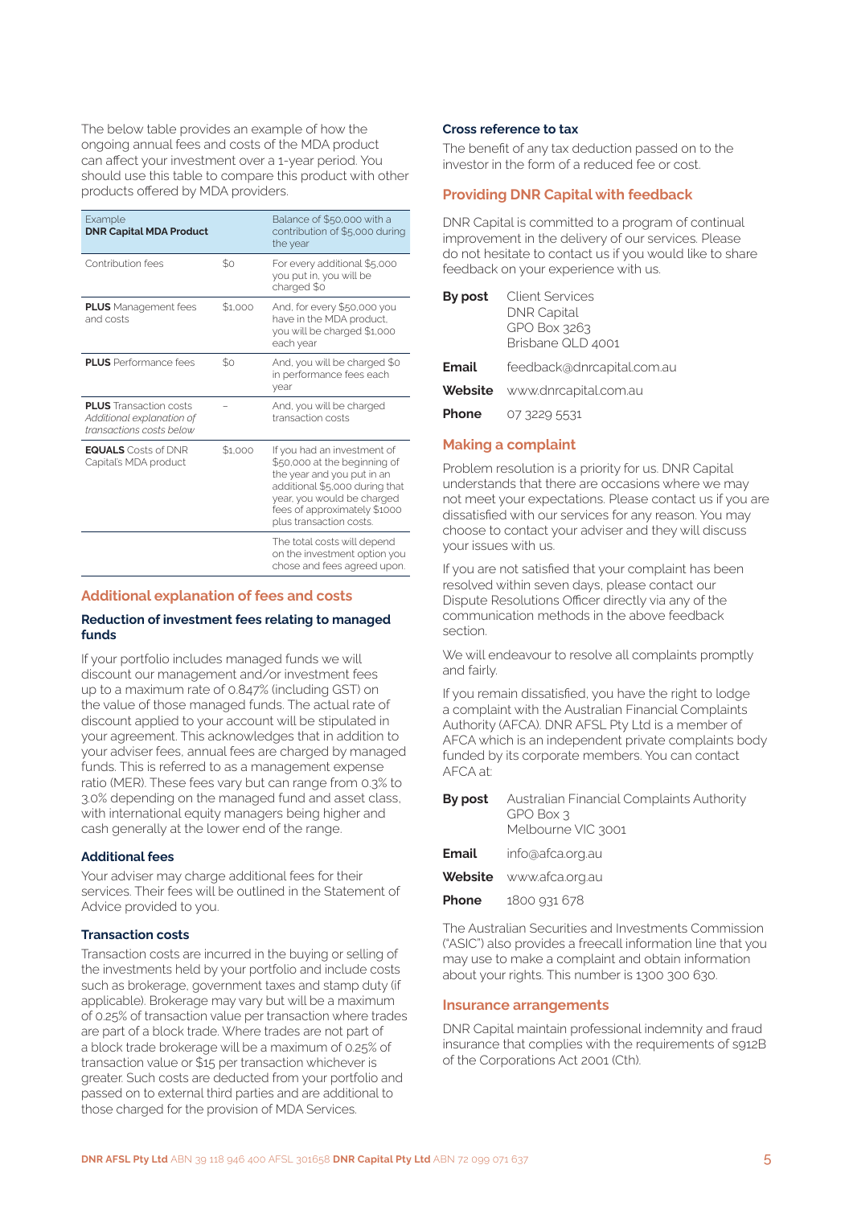The below table provides an example of how the ongoing annual fees and costs of the MDA product can affect your investment over a 1-year period. You should use this table to compare this product with other products offered by MDA providers.

| Example **DNR Capital MDA Product** | | Balance of $50,000 with a contribution of $5,000 during the year |
|---|---|---|
| Contribution fees | $0 | For every additional $5,000 you put in, you will be charged $0 |
| **PLUS** Management fees and costs | $1,000 | And, for every $50,000 you have in the MDA product, you will be charged $1,000 each year |
| **PLUS** Performance fees | $0 | And, you will be charged $0 in performance fees each year |
| **PLUS** Transaction costs *Additional explanation of transactions costs below* | – | And, you will be charged transaction costs |
| **EQUALS** Costs of DNR Capital's MDA product | $1,000 | If you had an investment of $50,000 at the beginning of the year and you put in an additional $5,000 during that year, you would be charged fees of approximately $1000 plus transaction costs. |
| | | The total costs will depend on the investment option you chose and fees agreed upon. |

## Additional explanation of fees and costs

### Reduction of investment fees relating to managed funds

If your portfolio includes managed funds we will discount our management and/or investment fees up to a maximum rate of 0.847% (including GST) on the value of those managed funds. The actual rate of discount applied to your account will be stipulated in your agreement. This acknowledges that in addition to your adviser fees, annual fees are charged by managed funds. This is referred to as a management expense ratio (MER). These fees vary but can range from 0.3% to 3.0% depending on the managed fund and asset class, with international equity managers being higher and cash generally at the lower end of the range.

### Additional fees

Your adviser may charge additional fees for their services. Their fees will be outlined in the Statement of Advice provided to you.

### Transaction costs

Transaction costs are incurred in the buying or selling of the investments held by your portfolio and include costs such as brokerage, government taxes and stamp duty (if applicable). Brokerage may vary but will be a maximum of 0.25% of transaction value per transaction where trades are part of a block trade. Where trades are not part of a block trade brokerage will be a maximum of 0.25% of transaction value or $15 per transaction whichever is greater. Such costs are deducted from your portfolio and passed on to external third parties and are additional to those charged for the provision of MDA Services.

### Cross reference to tax

The benefit of any tax deduction passed on to the investor in the form of a reduced fee or cost.

## Providing DNR Capital with feedback

DNR Capital is committed to a program of continual improvement in the delivery of our services. Please do not hesitate to contact us if you would like to share feedback on your experience with us.

**By post** Client Services
DNR Capital
GPO Box 3263
Brisbane QLD 4001

**Email** feedback@dnrcapital.com.au

**Website** www.dnrcapital.com.au

**Phone** 07 3229 5531

## Making a complaint

Problem resolution is a priority for us. DNR Capital understands that there are occasions where we may not meet your expectations. Please contact us if you are dissatisfied with our services for any reason. You may choose to contact your adviser and they will discuss your issues with us.

If you are not satisfied that your complaint has been resolved within seven days, please contact our Dispute Resolutions Officer directly via any of the communication methods in the above feedback section.

We will endeavour to resolve all complaints promptly and fairly.

If you remain dissatisfied, you have the right to lodge a complaint with the Australian Financial Complaints Authority (AFCA). DNR AFSL Pty Ltd is a member of AFCA which is an independent private complaints body funded by its corporate members. You can contact AFCA at:

**By post** Australian Financial Complaints Authority
GPO Box 3
Melbourne VIC 3001

**Email** info@afca.org.au

**Website** www.afca.org.au

**Phone** 1800 931 678

The Australian Securities and Investments Commission ("ASIC") also provides a freecall information line that you may use to make a complaint and obtain information about your rights. This number is 1300 300 630.

## Insurance arrangements

DNR Capital maintain professional indemnity and fraud insurance that complies with the requirements of s912B of the Corporations Act 2001 (Cth).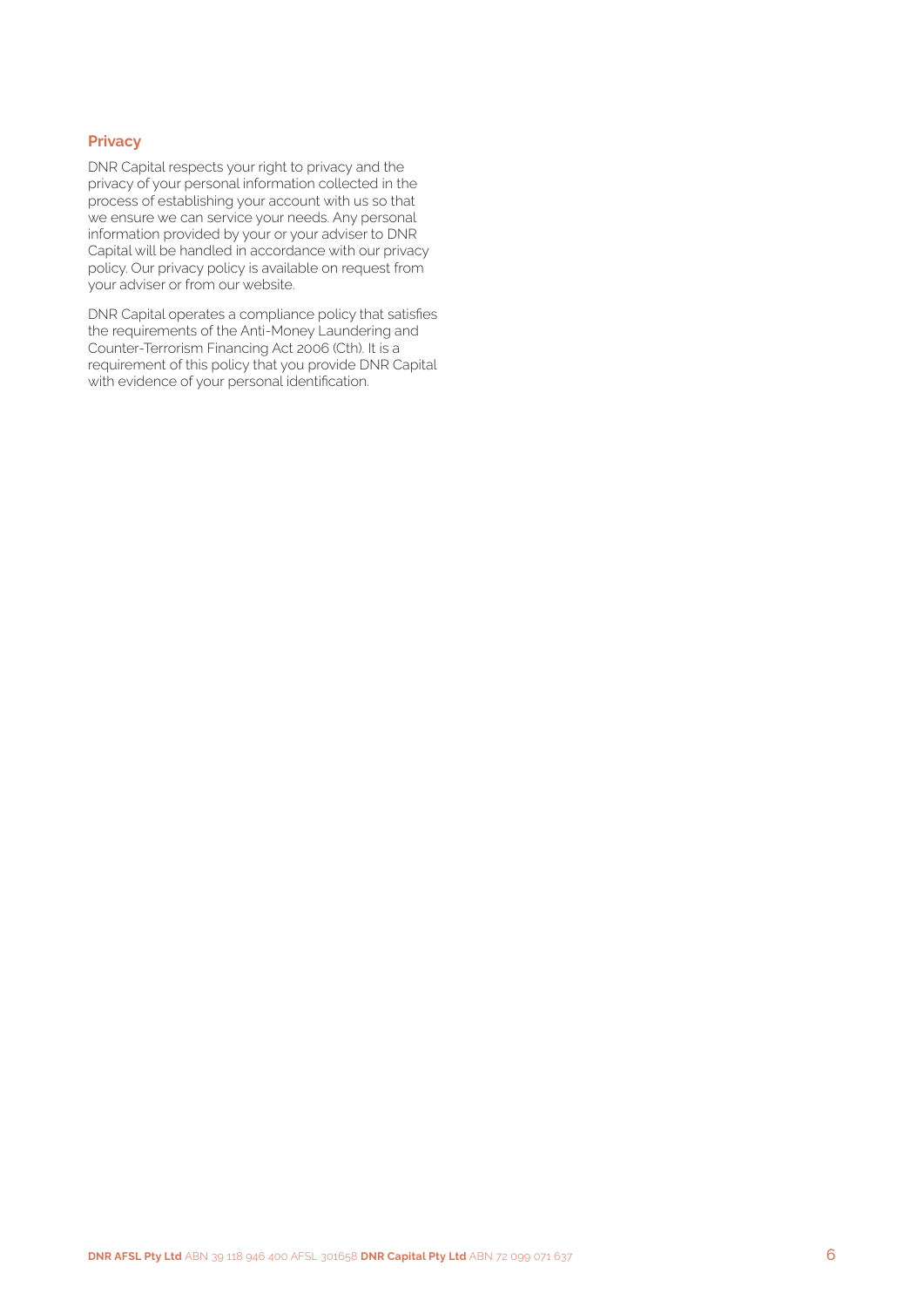## Privacy

DNR Capital respects your right to privacy and the privacy of your personal information collected in the process of establishing your account with us so that we ensure we can service your needs. Any personal information provided by your or your adviser to DNR Capital will be handled in accordance with our privacy policy. Our privacy policy is available on request from your adviser or from our website.

DNR Capital operates a compliance policy that satisfies the requirements of the Anti-Money Laundering and Counter-Terrorism Financing Act 2006 (Cth). It is a requirement of this policy that you provide DNR Capital with evidence of your personal identification.